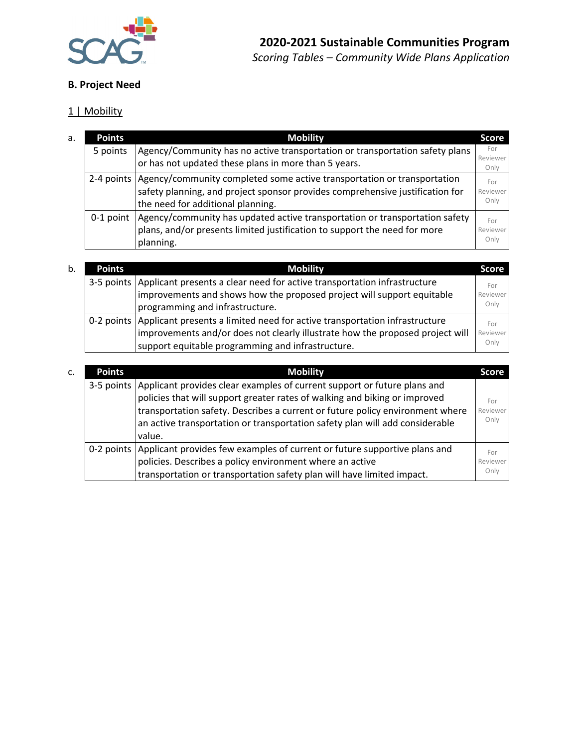# 2020-2021 Sustainable Communities Program

*Scoring Tables – Community Wide Plans Application*

## B. Project Need

### 1 | Mobility

a.

| Points | Mobility | Score |
|---|---|---|
| 5 points | Agency/Community has no active transportation or transportation safety plans or has not updated these plans in more than 5 years. | For Reviewer Only |
| 2-4 points | Agency/community completed some active transportation or transportation safety planning, and project sponsor provides comprehensive justification for the need for additional planning. | For Reviewer Only |
| 0-1 point | Agency/community has updated active transportation or transportation safety plans, and/or presents limited justification to support the need for more planning. | For Reviewer Only |

b.

| Points | Mobility | Score |
|---|---|---|
| 3-5 points | Applicant presents a clear need for active transportation infrastructure improvements and shows how the proposed project will support equitable programming and infrastructure. | For Reviewer Only |
| 0-2 points | Applicant presents a limited need for active transportation infrastructure improvements and/or does not clearly illustrate how the proposed project will support equitable programming and infrastructure. | For Reviewer Only |

c.

| Points | Mobility | Score |
|---|---|---|
| 3-5 points | Applicant provides clear examples of current support or future plans and policies that will support greater rates of walking and biking or improved transportation safety. Describes a current or future policy environment where an active transportation or transportation safety plan will add considerable value. | For Reviewer Only |
| 0-2 points | Applicant provides few examples of current or future supportive plans and policies. Describes a policy environment where an active transportation or transportation safety plan will have limited impact. | For Reviewer Only |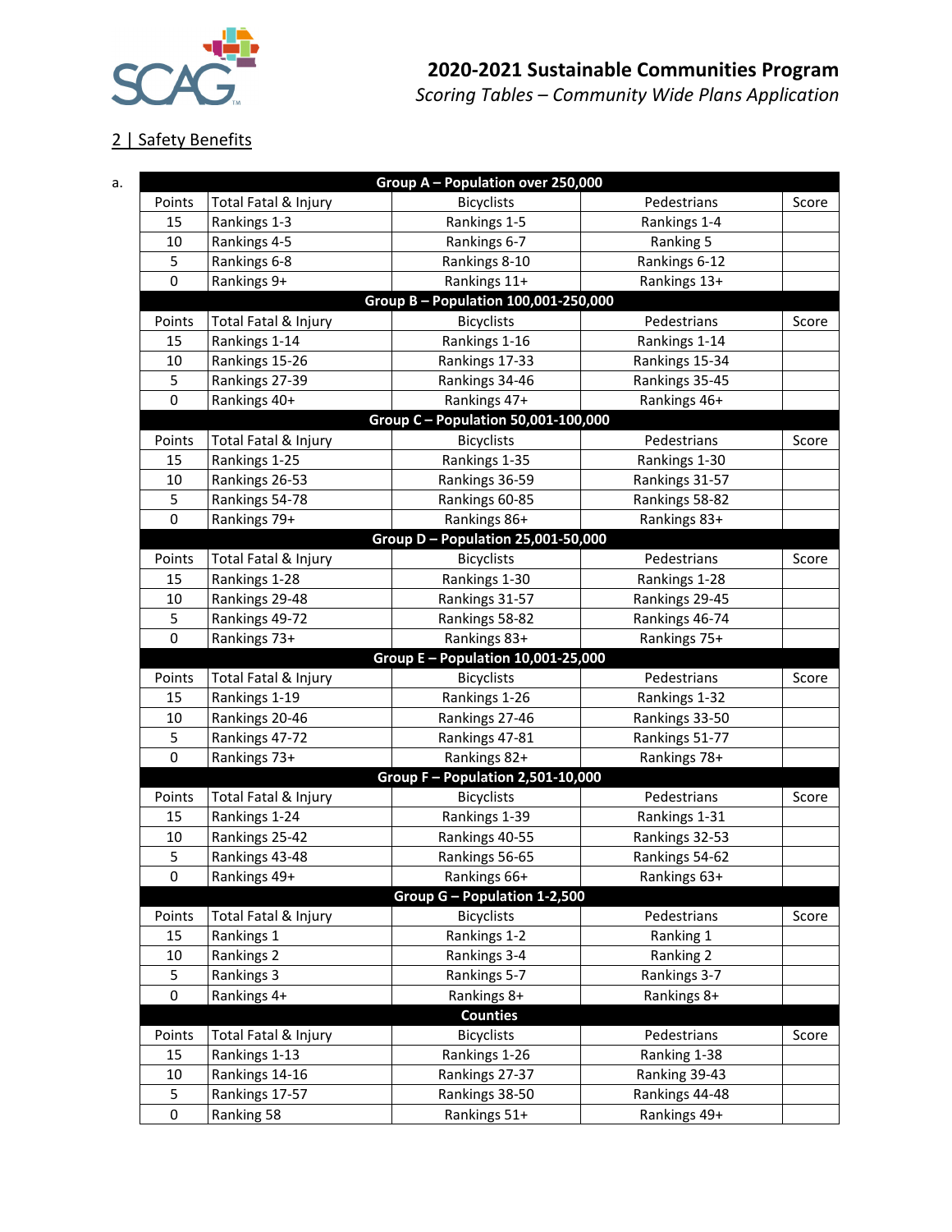# 2020-2021 Sustainable Communities Program

*Scoring Tables – Community Wide Plans Application*

## 2 | Safety Benefits

a.

| Group A – Population over 250,000 | | | | |
|---|---|---|---|---|
| Points | Total Fatal & Injury | Bicyclists | Pedestrians | Score |
| 15 | Rankings 1-3 | Rankings 1-5 | Rankings 1-4 | |
| 10 | Rankings 4-5 | Rankings 6-7 | Ranking 5 | |
| 5 | Rankings 6-8 | Rankings 8-10 | Rankings 6-12 | |
| 0 | Rankings 9+ | Rankings 11+ | Rankings 13+ | |
| **Group B – Population 100,001-250,000** | | | | |
| Points | Total Fatal & Injury | Bicyclists | Pedestrians | Score |
| 15 | Rankings 1-14 | Rankings 1-16 | Rankings 1-14 | |
| 10 | Rankings 15-26 | Rankings 17-33 | Rankings 15-34 | |
| 5 | Rankings 27-39 | Rankings 34-46 | Rankings 35-45 | |
| 0 | Rankings 40+ | Rankings 47+ | Rankings 46+ | |
| **Group C – Population 50,001-100,000** | | | | |
| Points | Total Fatal & Injury | Bicyclists | Pedestrians | Score |
| 15 | Rankings 1-25 | Rankings 1-35 | Rankings 1-30 | |
| 10 | Rankings 26-53 | Rankings 36-59 | Rankings 31-57 | |
| 5 | Rankings 54-78 | Rankings 60-85 | Rankings 58-82 | |
| 0 | Rankings 79+ | Rankings 86+ | Rankings 83+ | |
| **Group D – Population 25,001-50,000** | | | | |
| Points | Total Fatal & Injury | Bicyclists | Pedestrians | Score |
| 15 | Rankings 1-28 | Rankings 1-30 | Rankings 1-28 | |
| 10 | Rankings 29-48 | Rankings 31-57 | Rankings 29-45 | |
| 5 | Rankings 49-72 | Rankings 58-82 | Rankings 46-74 | |
| 0 | Rankings 73+ | Rankings 83+ | Rankings 75+ | |
| **Group E – Population 10,001-25,000** | | | | |
| Points | Total Fatal & Injury | Bicyclists | Pedestrians | Score |
| 15 | Rankings 1-19 | Rankings 1-26 | Rankings 1-32 | |
| 10 | Rankings 20-46 | Rankings 27-46 | Rankings 33-50 | |
| 5 | Rankings 47-72 | Rankings 47-81 | Rankings 51-77 | |
| 0 | Rankings 73+ | Rankings 82+ | Rankings 78+ | |
| **Group F – Population 2,501-10,000** | | | | |
| Points | Total Fatal & Injury | Bicyclists | Pedestrians | Score |
| 15 | Rankings 1-24 | Rankings 1-39 | Rankings 1-31 | |
| 10 | Rankings 25-42 | Rankings 40-55 | Rankings 32-53 | |
| 5 | Rankings 43-48 | Rankings 56-65 | Rankings 54-62 | |
| 0 | Rankings 49+ | Rankings 66+ | Rankings 63+ | |
| **Group G – Population 1-2,500** | | | | |
| Points | Total Fatal & Injury | Bicyclists | Pedestrians | Score |
| 15 | Rankings 1 | Rankings 1-2 | Ranking 1 | |
| 10 | Rankings 2 | Rankings 3-4 | Ranking 2 | |
| 5 | Rankings 3 | Rankings 5-7 | Rankings 3-7 | |
| 0 | Rankings 4+ | Rankings 8+ | Rankings 8+ | |
| **Counties** | | | | |
| Points | Total Fatal & Injury | Bicyclists | Pedestrians | Score |
| 15 | Rankings 1-13 | Rankings 1-26 | Ranking 1-38 | |
| 10 | Rankings 14-16 | Rankings 27-37 | Ranking 39-43 | |
| 5 | Rankings 17-57 | Rankings 38-50 | Rankings 44-48 | |
| 0 | Ranking 58 | Rankings 51+ | Rankings 49+ | |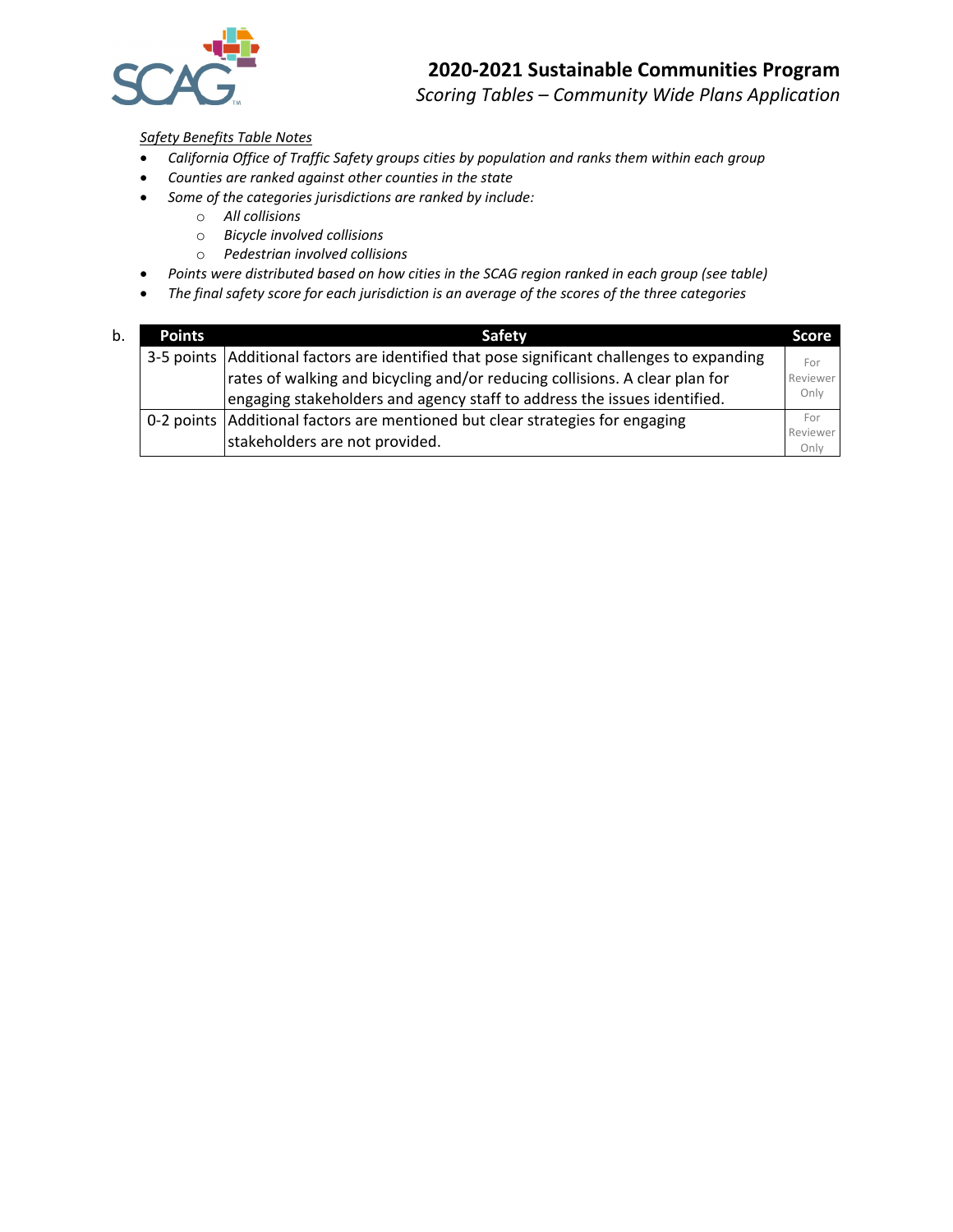*Safety Benefits Table Notes*

- *California Office of Traffic Safety groups cities by population and ranks them within each group*
- *Counties are ranked against other counties in the state*
- *Some of the categories jurisdictions are ranked by include:*
  - *All collisions*
  - *Bicycle involved collisions*
  - *Pedestrian involved collisions*
- *Points were distributed based on how cities in the SCAG region ranked in each group (see table)*
- *The final safety score for each jurisdiction is an average of the scores of the three categories*

b.

| Points | Safety | Score |
|---|---|---|
| 3-5 points | Additional factors are identified that pose significant challenges to expanding rates of walking and bicycling and/or reducing collisions. A clear plan for engaging stakeholders and agency staff to address the issues identified. | For Reviewer Only |
| 0-2 points | Additional factors are mentioned but clear strategies for engaging stakeholders are not provided. | For Reviewer Only |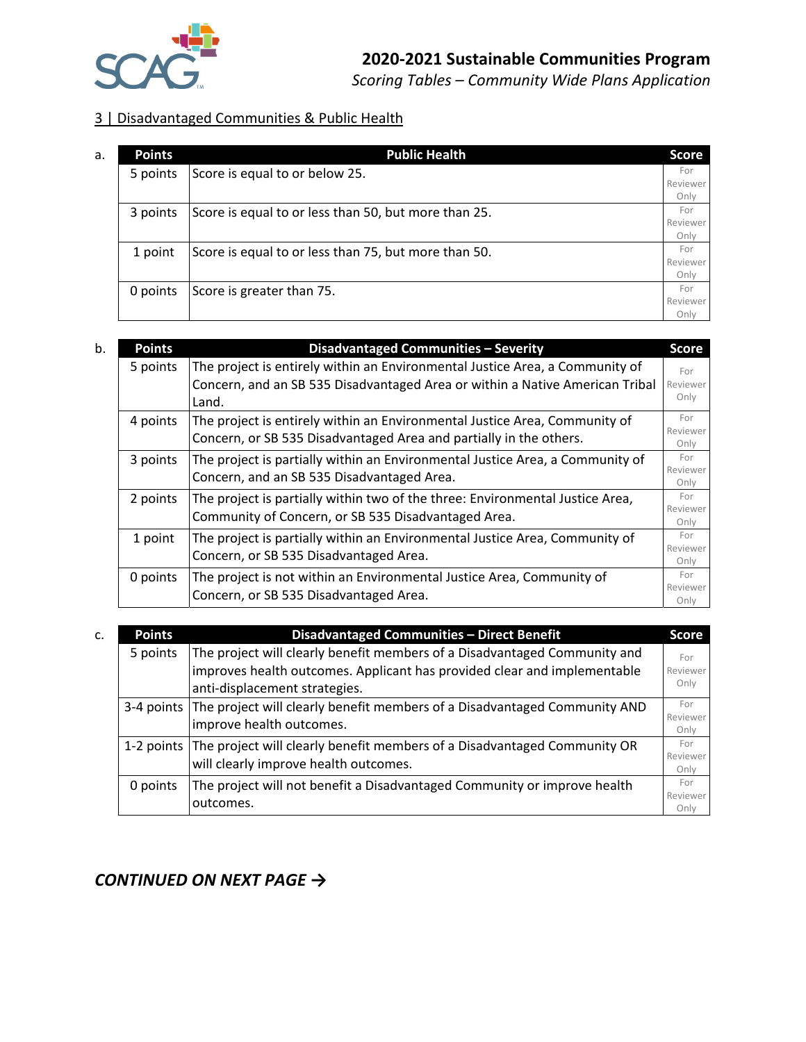## 3 | Disadvantaged Communities & Public Health

a.

| Points | Public Health | Score |
|---|---|---|
| 5 points | Score is equal to or below 25. | For Reviewer Only |
| 3 points | Score is equal to or less than 50, but more than 25. | For Reviewer Only |
| 1 point | Score is equal to or less than 75, but more than 50. | For Reviewer Only |
| 0 points | Score is greater than 75. | For Reviewer Only |

b.

| Points | Disadvantaged Communities – Severity | Score |
|---|---|---|
| 5 points | The project is entirely within an Environmental Justice Area, a Community of Concern, and an SB 535 Disadvantaged Area or within a Native American Tribal Land. | For Reviewer Only |
| 4 points | The project is entirely within an Environmental Justice Area, Community of Concern, or SB 535 Disadvantaged Area and partially in the others. | For Reviewer Only |
| 3 points | The project is partially within an Environmental Justice Area, a Community of Concern, and an SB 535 Disadvantaged Area. | For Reviewer Only |
| 2 points | The project is partially within two of the three: Environmental Justice Area, Community of Concern, or SB 535 Disadvantaged Area. | For Reviewer Only |
| 1 point | The project is partially within an Environmental Justice Area, Community of Concern, or SB 535 Disadvantaged Area. | For Reviewer Only |
| 0 points | The project is not within an Environmental Justice Area, Community of Concern, or SB 535 Disadvantaged Area. | For Reviewer Only |

c.

| Points | Disadvantaged Communities – Direct Benefit | Score |
|---|---|---|
| 5 points | The project will clearly benefit members of a Disadvantaged Community and improves health outcomes. Applicant has provided clear and implementable anti-displacement strategies. | For Reviewer Only |
| 3-4 points | The project will clearly benefit members of a Disadvantaged Community AND improve health outcomes. | For Reviewer Only |
| 1-2 points | The project will clearly benefit members of a Disadvantaged Community OR will clearly improve health outcomes. | For Reviewer Only |
| 0 points | The project will not benefit a Disadvantaged Community or improve health outcomes. | For Reviewer Only |

***CONTINUED ON NEXT PAGE →***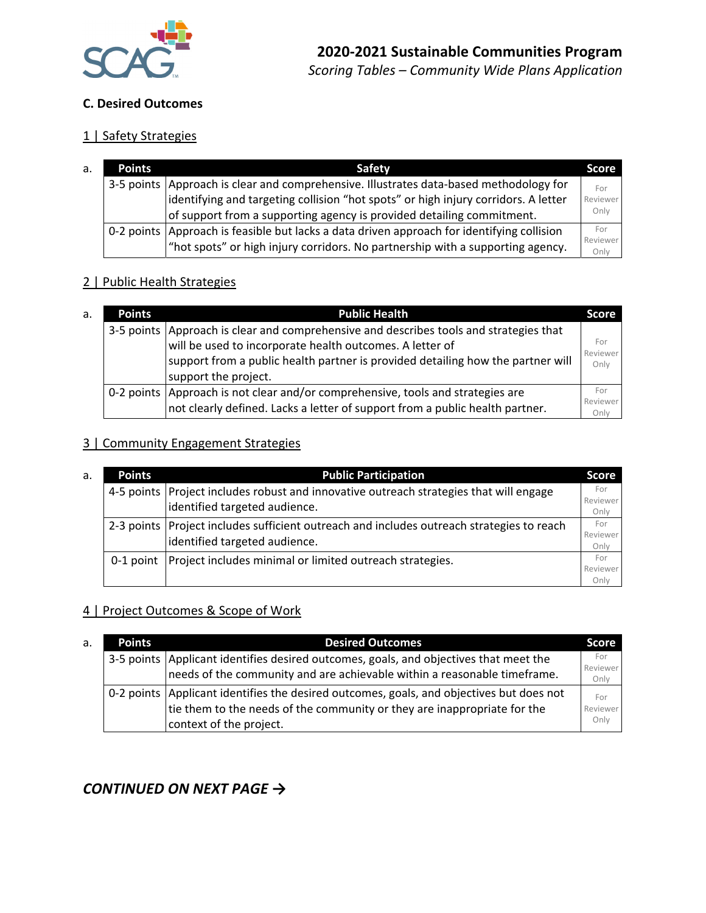## C. Desired Outcomes

### 1 | Safety Strategies

a.

| Points | Safety | Score |
|---|---|---|
| 3-5 points | Approach is clear and comprehensive. Illustrates data-based methodology for identifying and targeting collision "hot spots" or high injury corridors. A letter of support from a supporting agency is provided detailing commitment. | For Reviewer Only |
| 0-2 points | Approach is feasible but lacks a data driven approach for identifying collision "hot spots" or high injury corridors. No partnership with a supporting agency. | For Reviewer Only |

### 2 | Public Health Strategies

a.

| Points | Public Health | Score |
|---|---|---|
| 3-5 points | Approach is clear and comprehensive and describes tools and strategies that will be used to incorporate health outcomes. A letter of support from a public health partner is provided detailing how the partner will support the project. | For Reviewer Only |
| 0-2 points | Approach is not clear and/or comprehensive, tools and strategies are not clearly defined. Lacks a letter of support from a public health partner. | For Reviewer Only |

### 3 | Community Engagement Strategies

a.

| Points | Public Participation | Score |
|---|---|---|
| 4-5 points | Project includes robust and innovative outreach strategies that will engage identified targeted audience. | For Reviewer Only |
| 2-3 points | Project includes sufficient outreach and includes outreach strategies to reach identified targeted audience. | For Reviewer Only |
| 0-1 point | Project includes minimal or limited outreach strategies. | For Reviewer Only |

### 4 | Project Outcomes & Scope of Work

a.

| Points | Desired Outcomes | Score |
|---|---|---|
| 3-5 points | Applicant identifies desired outcomes, goals, and objectives that meet the needs of the community and are achievable within a reasonable timeframe. | For Reviewer Only |
| 0-2 points | Applicant identifies the desired outcomes, goals, and objectives but does not tie them to the needs of the community or they are inappropriate for the context of the project. | For Reviewer Only |

***CONTINUED ON NEXT PAGE →***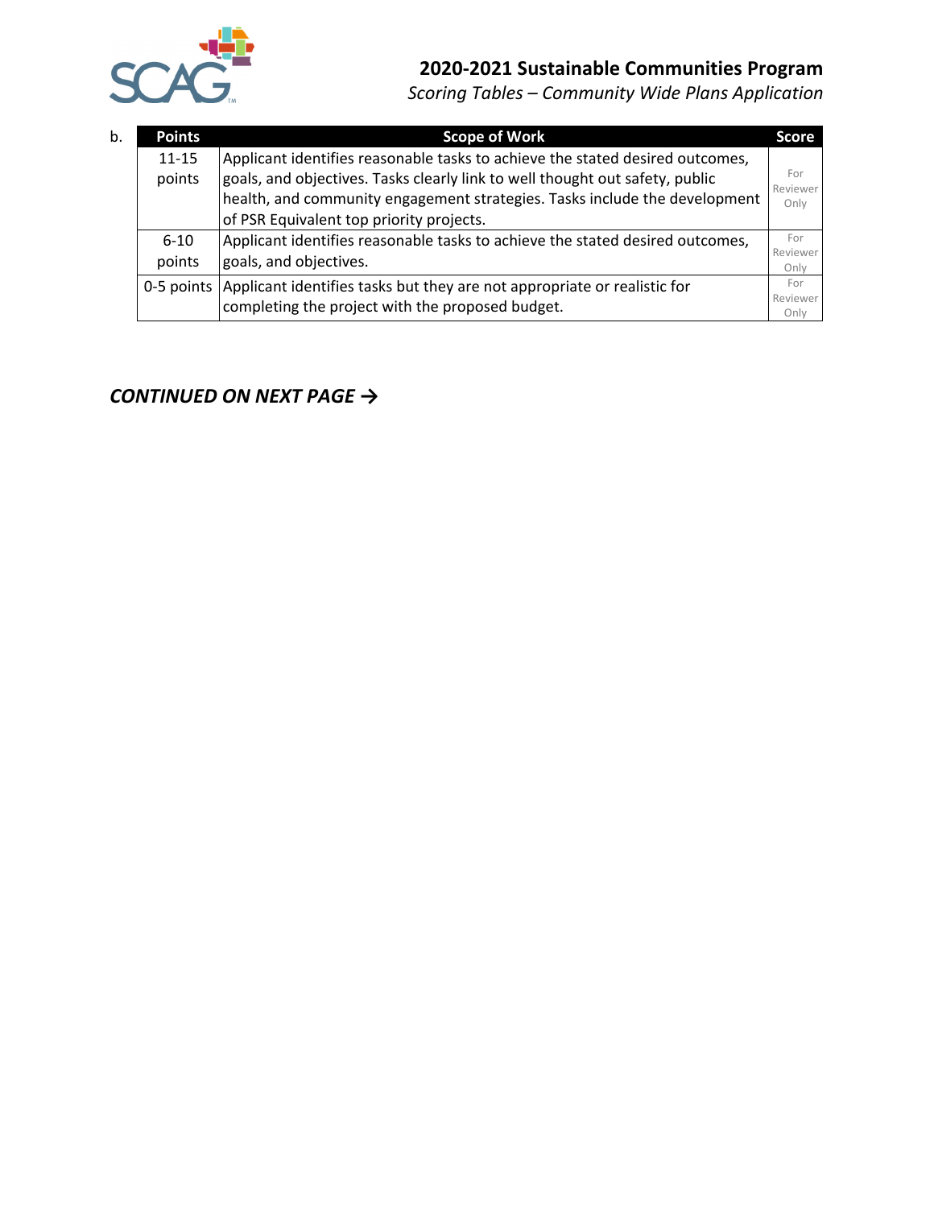b.

| Points | Scope of Work | Score |
| --- | --- | --- |
| 11-15 points | Applicant identifies reasonable tasks to achieve the stated desired outcomes, goals, and objectives. Tasks clearly link to well thought out safety, public health, and community engagement strategies. Tasks include the development of PSR Equivalent top priority projects. | For Reviewer Only |
| 6-10 points | Applicant identifies reasonable tasks to achieve the stated desired outcomes, goals, and objectives. | For Reviewer Only |
| 0-5 points | Applicant identifies tasks but they are not appropriate or realistic for completing the project with the proposed budget. | For Reviewer Only |

***CONTINUED ON NEXT PAGE →***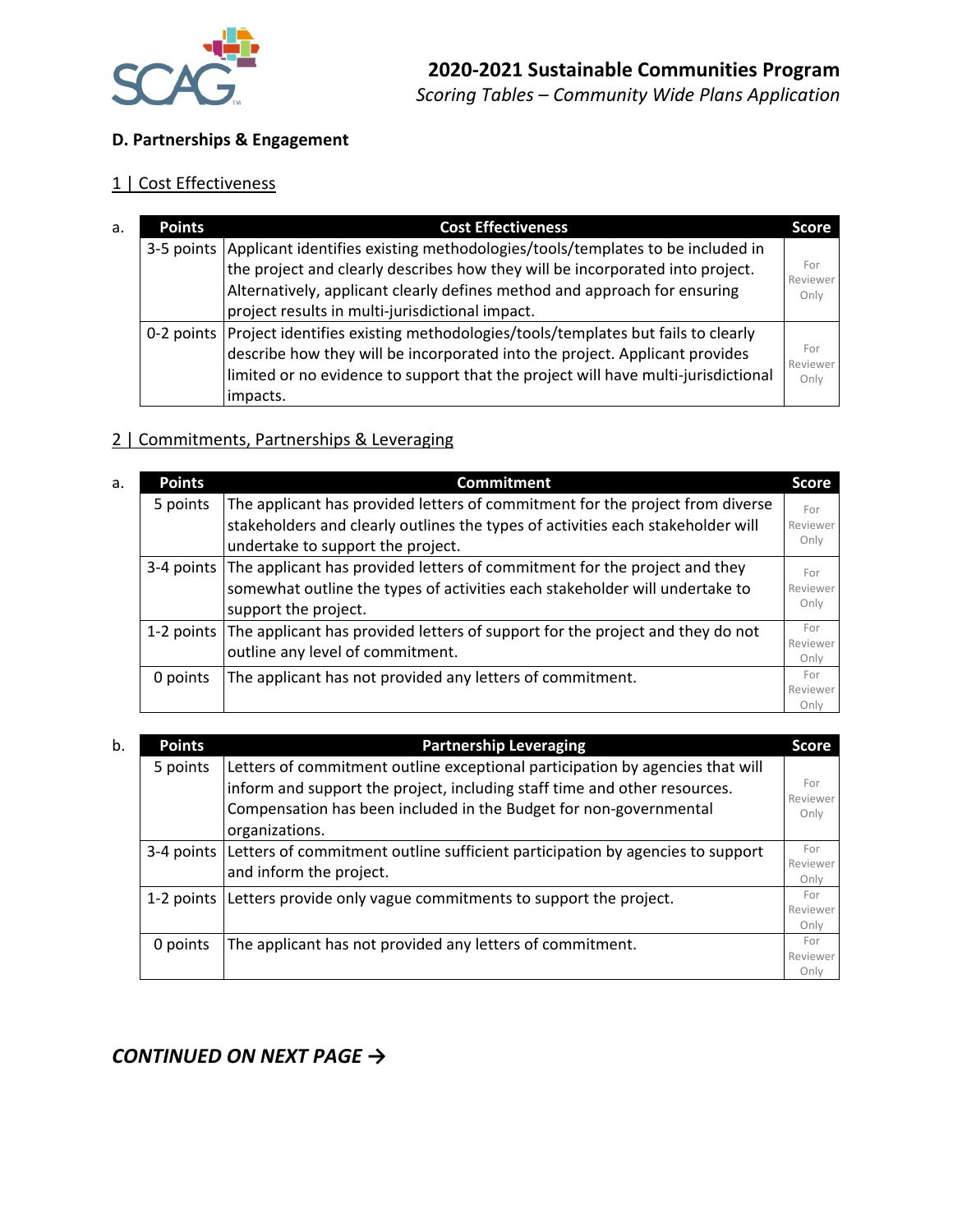# 2020-2021 Sustainable Communities Program

*Scoring Tables – Community Wide Plans Application*

**D. Partnerships & Engagement**

## 1 | Cost Effectiveness

a.

| Points | Cost Effectiveness | Score |
|---|---|---|
| 3-5 points | Applicant identifies existing methodologies/tools/templates to be included in the project and clearly describes how they will be incorporated into project. Alternatively, applicant clearly defines method and approach for ensuring project results in multi-jurisdictional impact. | For Reviewer Only |
| 0-2 points | Project identifies existing methodologies/tools/templates but fails to clearly describe how they will be incorporated into the project. Applicant provides limited or no evidence to support that the project will have multi-jurisdictional impacts. | For Reviewer Only |

## 2 | Commitments, Partnerships & Leveraging

a.

| Points | Commitment | Score |
|---|---|---|
| 5 points | The applicant has provided letters of commitment for the project from diverse stakeholders and clearly outlines the types of activities each stakeholder will undertake to support the project. | For Reviewer Only |
| 3-4 points | The applicant has provided letters of commitment for the project and they somewhat outline the types of activities each stakeholder will undertake to support the project. | For Reviewer Only |
| 1-2 points | The applicant has provided letters of support for the project and they do not outline any level of commitment. | For Reviewer Only |
| 0 points | The applicant has not provided any letters of commitment. | For Reviewer Only |

b.

| Points | Partnership Leveraging | Score |
|---|---|---|
| 5 points | Letters of commitment outline exceptional participation by agencies that will inform and support the project, including staff time and other resources. Compensation has been included in the Budget for non-governmental organizations. | For Reviewer Only |
| 3-4 points | Letters of commitment outline sufficient participation by agencies to support and inform the project. | For Reviewer Only |
| 1-2 points | Letters provide only vague commitments to support the project. | For Reviewer Only |
| 0 points | The applicant has not provided any letters of commitment. | For Reviewer Only |

***CONTINUED ON NEXT PAGE →***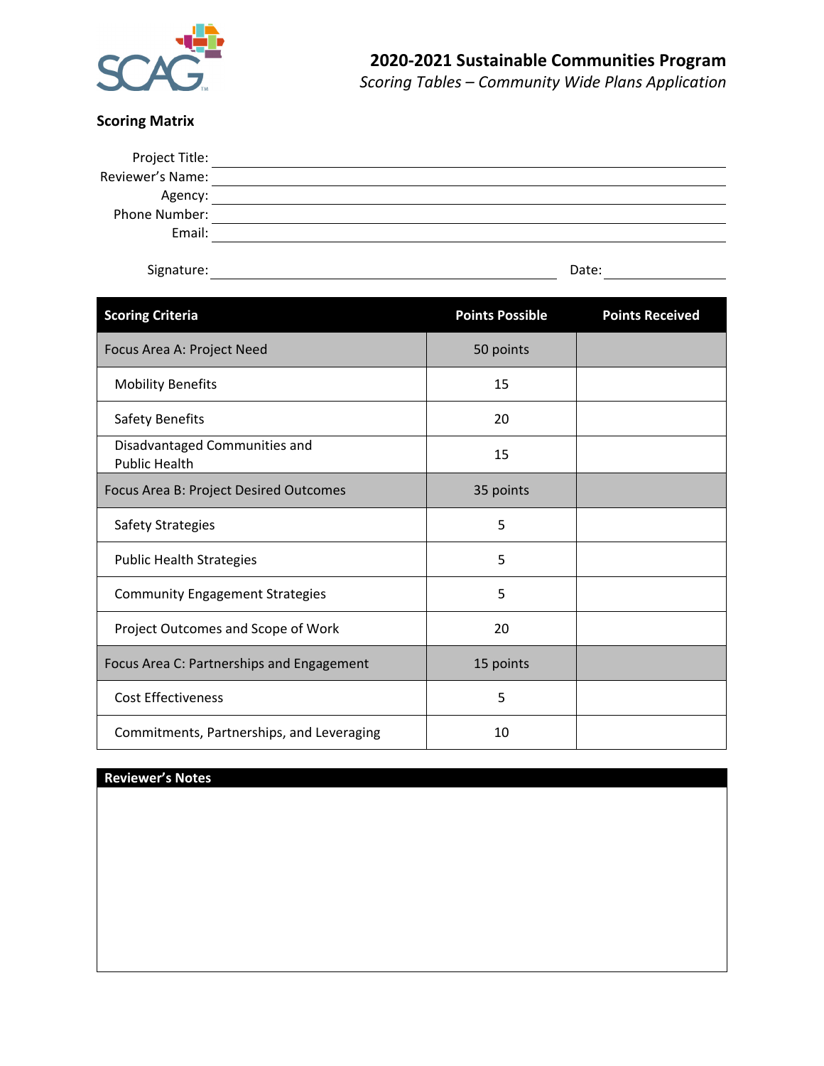# 2020-2021 Sustainable Communities Program

*Scoring Tables – Community Wide Plans Application*

**Scoring Matrix**

Project Title: ______________________________

Reviewer's Name: ______________________________

Agency: ______________________________

Phone Number: ______________________________

Email: ______________________________

Signature: ______________________________ Date: ______________

| Scoring Criteria | Points Possible | Points Received |
|---|---|---|
| Focus Area A: Project Need | 50 points | |
| Mobility Benefits | 15 | |
| Safety Benefits | 20 | |
| Disadvantaged Communities and Public Health | 15 | |
| Focus Area B: Project Desired Outcomes | 35 points | |
| Safety Strategies | 5 | |
| Public Health Strategies | 5 | |
| Community Engagement Strategies | 5 | |
| Project Outcomes and Scope of Work | 20 | |
| Focus Area C: Partnerships and Engagement | 15 points | |
| Cost Effectiveness | 5 | |
| Commitments, Partnerships, and Leveraging | 10 | |

**Reviewer's Notes**